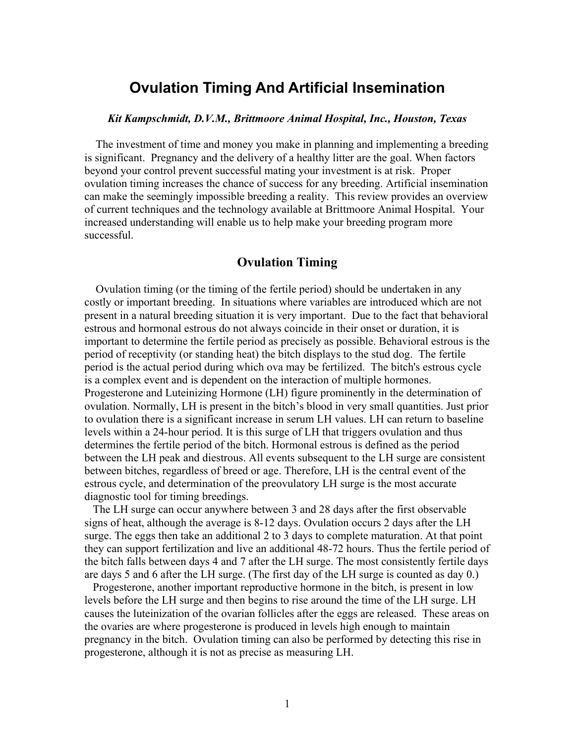# Ovulation Timing And Artificial Insemination

***Kit Kampschmidt, D.V.M., Brittmoore Animal Hospital, Inc., Houston, Texas***

The investment of time and money you make in planning and implementing a breeding is significant. Pregnancy and the delivery of a healthy litter are the goal. When factors beyond your control prevent successful mating your investment is at risk. Proper ovulation timing increases the chance of success for any breeding. Artificial insemination can make the seemingly impossible breeding a reality. This review provides an overview of current techniques and the technology available at Brittmoore Animal Hospital. Your increased understanding will enable us to help make your breeding program more successful.

## Ovulation Timing

Ovulation timing (or the timing of the fertile period) should be undertaken in any costly or important breeding. In situations where variables are introduced which are not present in a natural breeding situation it is very important. Due to the fact that behavioral estrous and hormonal estrous do not always coincide in their onset or duration, it is important to determine the fertile period as precisely as possible. Behavioral estrous is the period of receptivity (or standing heat) the bitch displays to the stud dog. The fertile period is the actual period during which ova may be fertilized. The bitch's estrous cycle is a complex event and is dependent on the interaction of multiple hormones. Progesterone and Luteinizing Hormone (LH) figure prominently in the determination of ovulation. Normally, LH is present in the bitch's blood in very small quantities. Just prior to ovulation there is a significant increase in serum LH values. LH can return to baseline levels within a 24-hour period. It is this surge of LH that triggers ovulation and thus determines the fertile period of the bitch. Hormonal estrous is defined as the period between the LH peak and diestrous. All events subsequent to the LH surge are consistent between bitches, regardless of breed or age. Therefore, LH is the central event of the estrous cycle, and determination of the preovulatory LH surge is the most accurate diagnostic tool for timing breedings.

The LH surge can occur anywhere between 3 and 28 days after the first observable signs of heat, although the average is 8-12 days. Ovulation occurs 2 days after the LH surge. The eggs then take an additional 2 to 3 days to complete maturation. At that point they can support fertilization and live an additional 48-72 hours. Thus the fertile period of the bitch falls between days 4 and 7 after the LH surge. The most consistently fertile days are days 5 and 6 after the LH surge. (The first day of the LH surge is counted as day 0.)

Progesterone, another important reproductive hormone in the bitch, is present in low levels before the LH surge and then begins to rise around the time of the LH surge. LH causes the luteinization of the ovarian follicles after the eggs are released. These areas on the ovaries are where progesterone is produced in levels high enough to maintain pregnancy in the bitch. Ovulation timing can also be performed by detecting this rise in progesterone, although it is not as precise as measuring LH.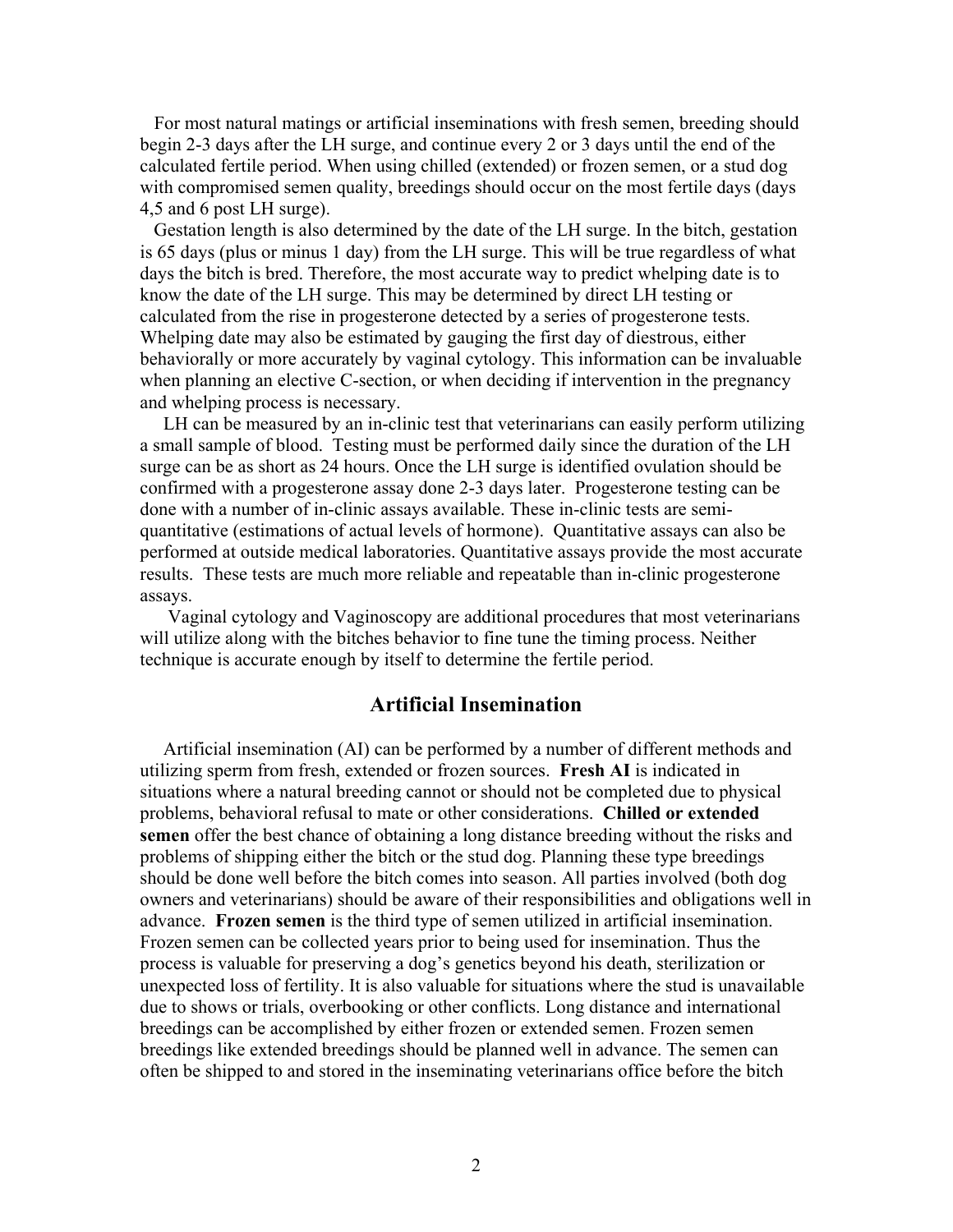For most natural matings or artificial inseminations with fresh semen, breeding should begin 2-3 days after the LH surge, and continue every 2 or 3 days until the end of the calculated fertile period. When using chilled (extended) or frozen semen, or a stud dog with compromised semen quality, breedings should occur on the most fertile days (days 4,5 and 6 post LH surge).

Gestation length is also determined by the date of the LH surge. In the bitch, gestation is 65 days (plus or minus 1 day) from the LH surge. This will be true regardless of what days the bitch is bred. Therefore, the most accurate way to predict whelping date is to know the date of the LH surge. This may be determined by direct LH testing or calculated from the rise in progesterone detected by a series of progesterone tests. Whelping date may also be estimated by gauging the first day of diestrous, either behaviorally or more accurately by vaginal cytology. This information can be invaluable when planning an elective C-section, or when deciding if intervention in the pregnancy and whelping process is necessary.

LH can be measured by an in-clinic test that veterinarians can easily perform utilizing a small sample of blood. Testing must be performed daily since the duration of the LH surge can be as short as 24 hours. Once the LH surge is identified ovulation should be confirmed with a progesterone assay done 2-3 days later. Progesterone testing can be done with a number of in-clinic assays available. These in-clinic tests are semi-quantitative (estimations of actual levels of hormone). Quantitative assays can also be performed at outside medical laboratories. Quantitative assays provide the most accurate results. These tests are much more reliable and repeatable than in-clinic progesterone assays.

Vaginal cytology and Vaginoscopy are additional procedures that most veterinarians will utilize along with the bitches behavior to fine tune the timing process. Neither technique is accurate enough by itself to determine the fertile period.

## Artificial Insemination

Artificial insemination (AI) can be performed by a number of different methods and utilizing sperm from fresh, extended or frozen sources. **Fresh AI** is indicated in situations where a natural breeding cannot or should not be completed due to physical problems, behavioral refusal to mate or other considerations. **Chilled or extended semen** offer the best chance of obtaining a long distance breeding without the risks and problems of shipping either the bitch or the stud dog. Planning these type breedings should be done well before the bitch comes into season. All parties involved (both dog owners and veterinarians) should be aware of their responsibilities and obligations well in advance. **Frozen semen** is the third type of semen utilized in artificial insemination. Frozen semen can be collected years prior to being used for insemination. Thus the process is valuable for preserving a dog's genetics beyond his death, sterilization or unexpected loss of fertility. It is also valuable for situations where the stud is unavailable due to shows or trials, overbooking or other conflicts. Long distance and international breedings can be accomplished by either frozen or extended semen. Frozen semen breedings like extended breedings should be planned well in advance. The semen can often be shipped to and stored in the inseminating veterinarians office before the bitch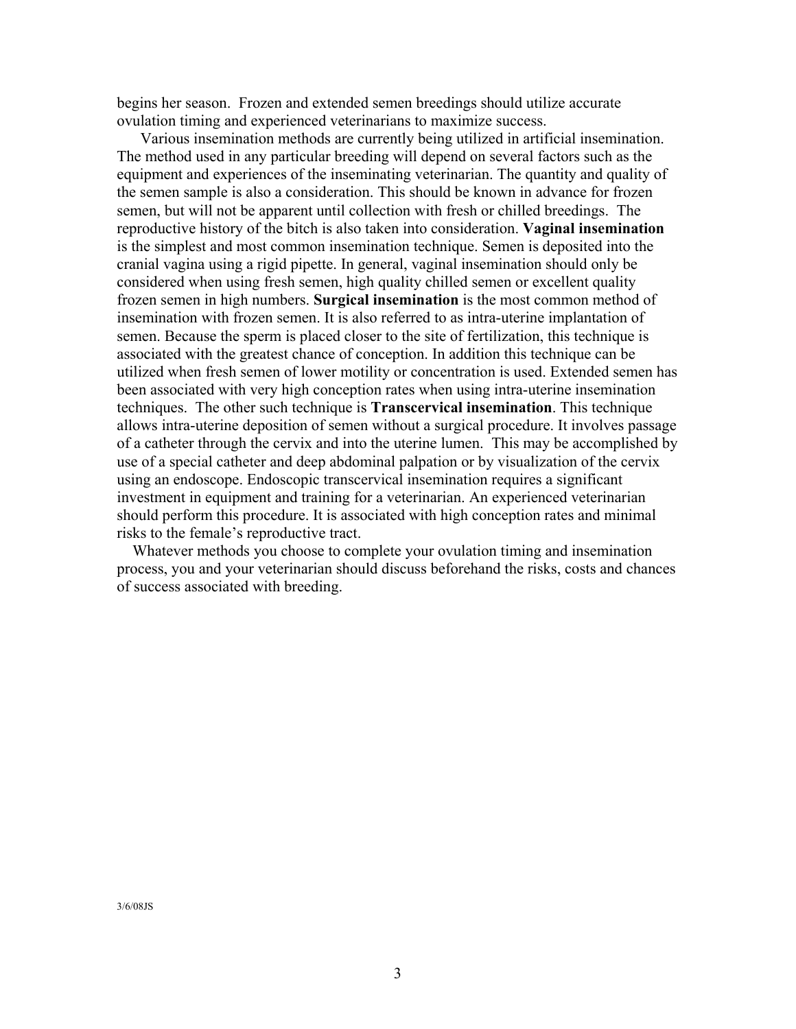begins her season. Frozen and extended semen breedings should utilize accurate ovulation timing and experienced veterinarians to maximize success.

Various insemination methods are currently being utilized in artificial insemination. The method used in any particular breeding will depend on several factors such as the equipment and experiences of the inseminating veterinarian. The quantity and quality of the semen sample is also a consideration. This should be known in advance for frozen semen, but will not be apparent until collection with fresh or chilled breedings. The reproductive history of the bitch is also taken into consideration. **Vaginal insemination** is the simplest and most common insemination technique. Semen is deposited into the cranial vagina using a rigid pipette. In general, vaginal insemination should only be considered when using fresh semen, high quality chilled semen or excellent quality frozen semen in high numbers. **Surgical insemination** is the most common method of insemination with frozen semen. It is also referred to as intra-uterine implantation of semen. Because the sperm is placed closer to the site of fertilization, this technique is associated with the greatest chance of conception. In addition this technique can be utilized when fresh semen of lower motility or concentration is used. Extended semen has been associated with very high conception rates when using intra-uterine insemination techniques. The other such technique is **Transcervical insemination**. This technique allows intra-uterine deposition of semen without a surgical procedure. It involves passage of a catheter through the cervix and into the uterine lumen. This may be accomplished by use of a special catheter and deep abdominal palpation or by visualization of the cervix using an endoscope. Endoscopic transcervical insemination requires a significant investment in equipment and training for a veterinarian. An experienced veterinarian should perform this procedure. It is associated with high conception rates and minimal risks to the female's reproductive tract.

Whatever methods you choose to complete your ovulation timing and insemination process, you and your veterinarian should discuss beforehand the risks, costs and chances of success associated with breeding.

3/6/08JS